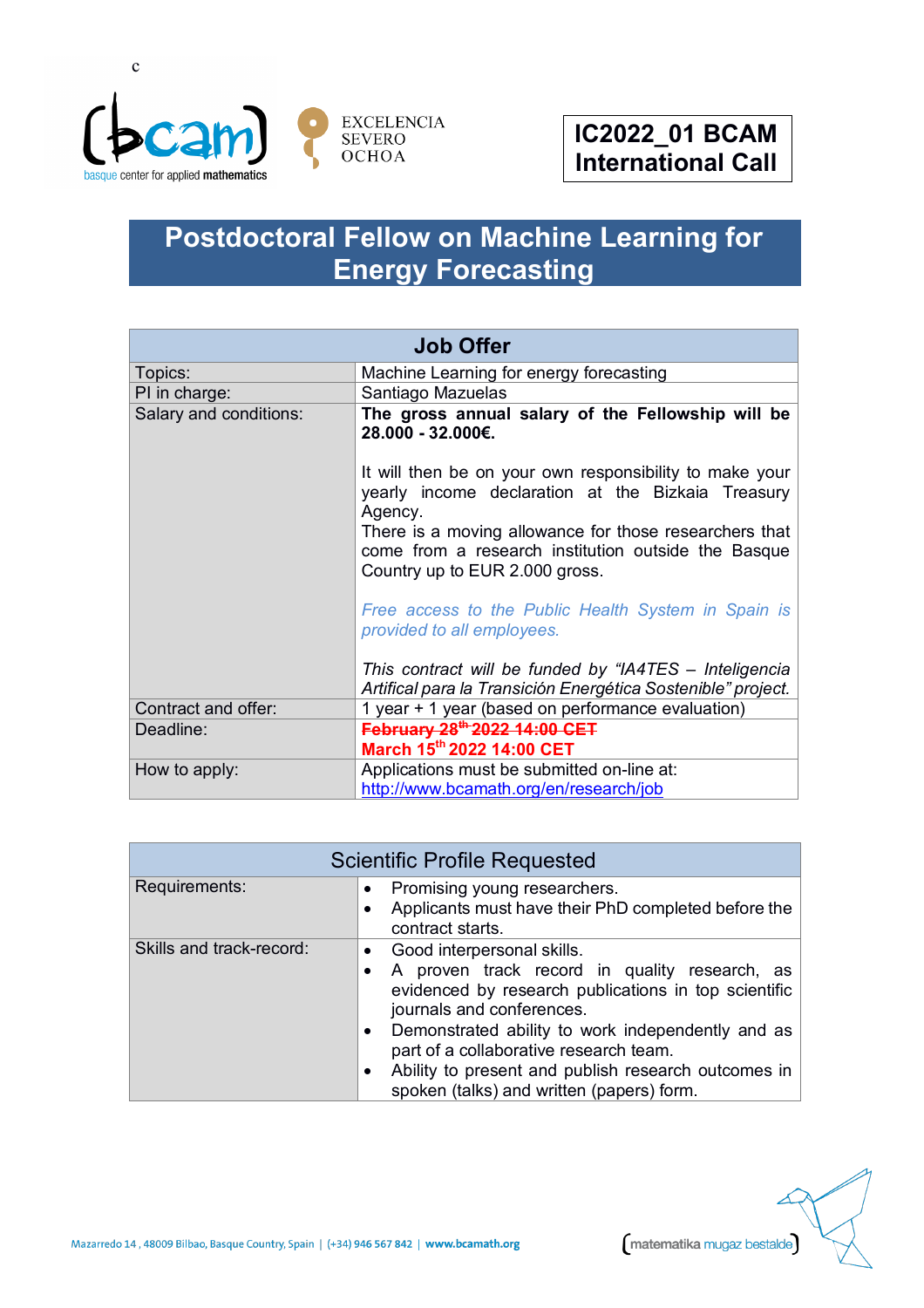c

basque center for applied mathematics

EXCELENCIA SEVERO OCHOA

**IC2022_01 BCAM International Call**

# Postdoctoral Fellow on Machine Learning for Energy Forecasting

| **Job Offer** | |
|---|---|
| Topics: | Machine Learning for energy forecasting |
| PI in charge: | Santiago Mazuelas |
| Salary and conditions: | **The gross annual salary of the Fellowship will be 28.000 - 32.000€.**<br><br>It will then be on your own responsibility to make your yearly income declaration at the Bizkaia Treasury Agency.<br>There is a moving allowance for those researchers that come from a research institution outside the Basque Country up to EUR 2.000 gross.<br><br>*Free access to the Public Health System in Spain is provided to all employees.*<br><br>*This contract will be funded by "IA4TES – Inteligencia Artifical para la Transición Energética Sostenible" project.* |
| Contract and offer: | 1 year + 1 year (based on performance evaluation) |
| Deadline: | ~~**February 28th 2022 14:00 CET**~~<br>**March 15th 2022 14:00 CET** |
| How to apply: | Applications must be submitted on-line at:<br>http://www.bcamath.org/en/research/job |

| Scientific Profile Requested | |
|---|---|
| Requirements: | • Promising young researchers.<br>• Applicants must have their PhD completed before the contract starts. |
| Skills and track-record: | • Good interpersonal skills.<br>• A proven track record in quality research, as evidenced by research publications in top scientific journals and conferences.<br>• Demonstrated ability to work independently and as part of a collaborative research team.<br>• Ability to present and publish research outcomes in spoken (talks) and written (papers) form. |

Mazarredo 14 , 48009 Bilbao, Basque Country, Spain | (+34) 946 567 842 | www.bcamath.org

matematika mugaz bestalde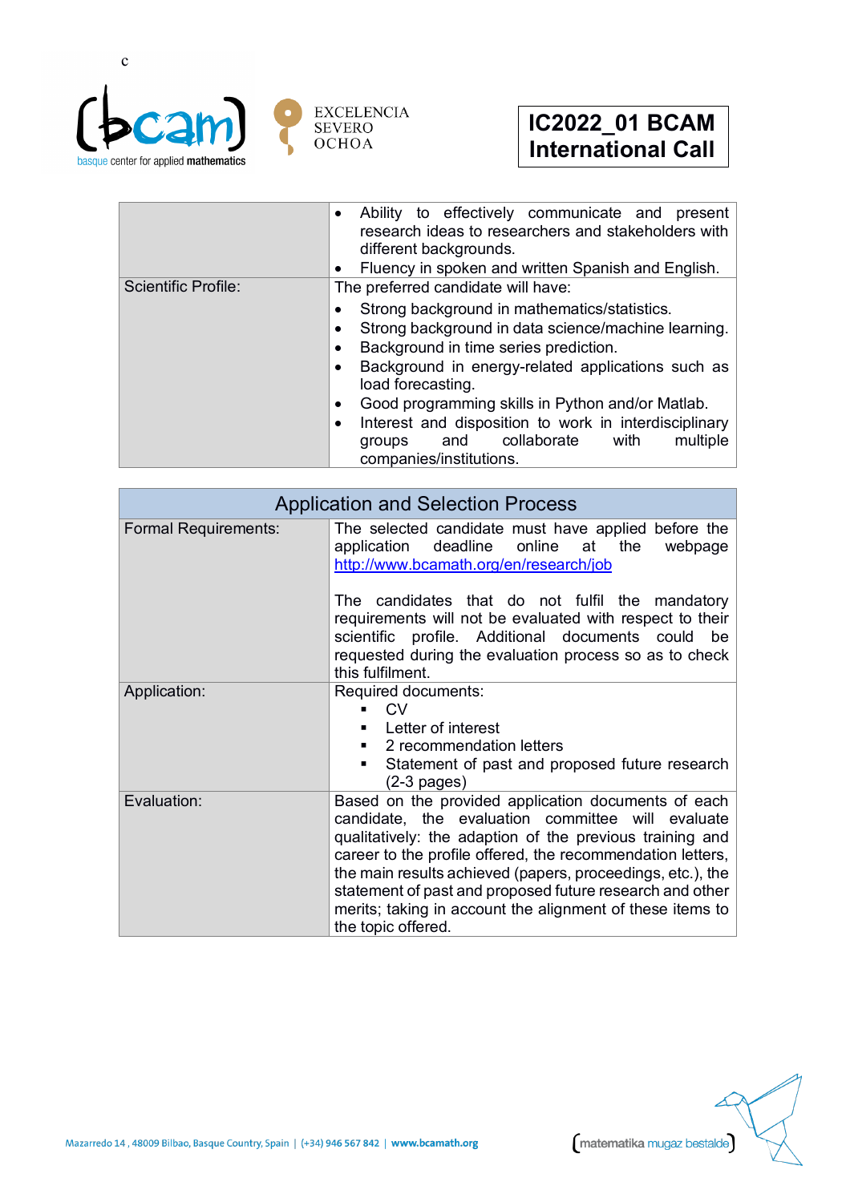|  |  |
|---|---|
|  | • Ability to effectively communicate and present research ideas to researchers and stakeholders with different backgrounds.<br>• Fluency in spoken and written Spanish and English. |
| Scientific Profile: | The preferred candidate will have:<br>• Strong background in mathematics/statistics.<br>• Strong background in data science/machine learning.<br>• Background in time series prediction.<br>• Background in energy-related applications such as load forecasting.<br>• Good programming skills in Python and/or Matlab.<br>• Interest and disposition to work in interdisciplinary groups and collaborate with multiple companies/institutions. |

| Application and Selection Process | |
|---|---|
| Formal Requirements: | The selected candidate must have applied before the application deadline online at the webpage [http://www.bcamath.org/en/research/job](http://www.bcamath.org/en/research/job)<br><br>The candidates that do not fulfil the mandatory requirements will not be evaluated with respect to their scientific profile. Additional documents could be requested during the evaluation process so as to check this fulfilment. |
| Application: | Required documents:<br>▪ CV<br>▪ Letter of interest<br>▪ 2 recommendation letters<br>▪ Statement of past and proposed future research (2-3 pages) |
| Evaluation: | Based on the provided application documents of each candidate, the evaluation committee will evaluate qualitatively: the adaption of the previous training and career to the profile offered, the recommendation letters, the main results achieved (papers, proceedings, etc.), the statement of past and proposed future research and other merits; taking in account the alignment of these items to the topic offered. |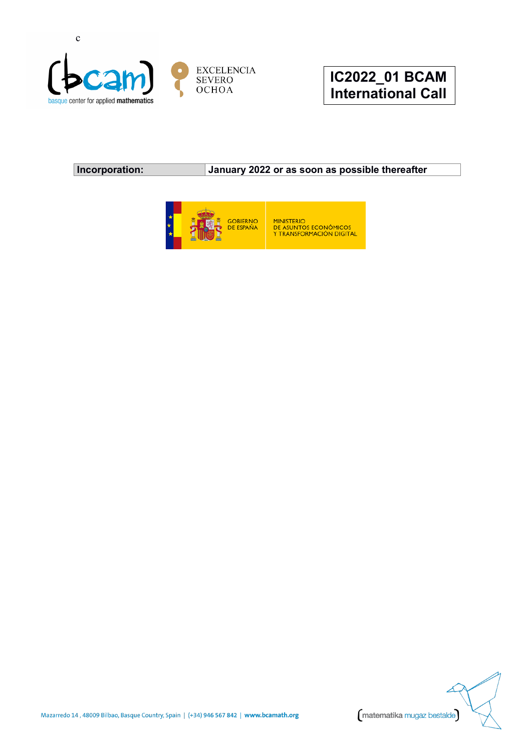c

**IC2022_01 BCAM International Call**

| Incorporation: | January 2022 or as soon as possible thereafter |
| --- | --- |